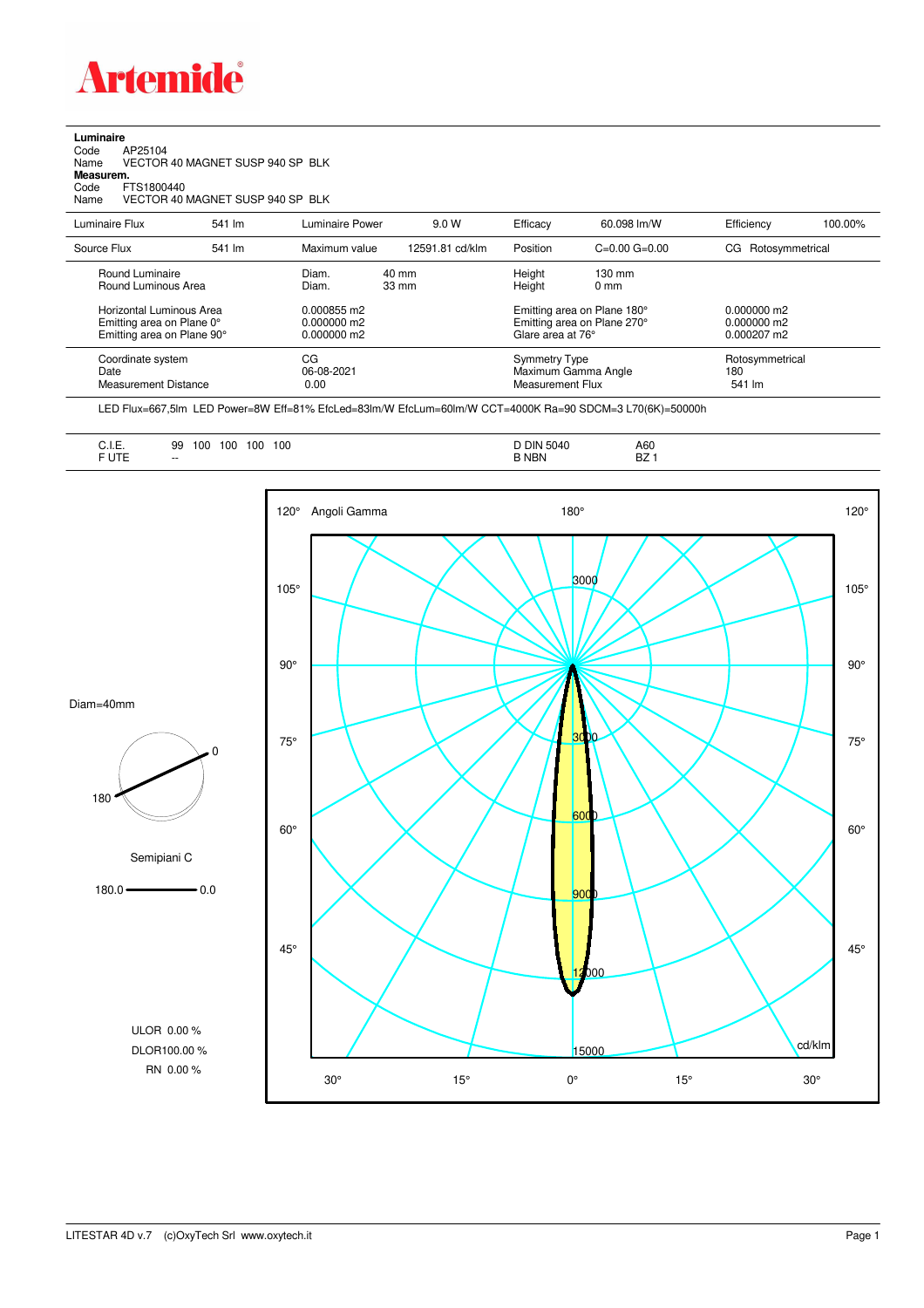Artemide

**Luminaire**
Code AP25104
Name VECTOR 40 MAGNET SUSP 940 SP BLK
**Measurem.**
Code FTS1800440
Name VECTOR 40 MAGNET SUSP 940 SP BLK

| Luminaire Flux | 541 lm | Luminaire Power | 9.0 W | Efficacy | 60.098 lm/W | Efficiency | 100.00% |
|---|---|---|---|---|---|---|---|
| Source Flux | 541 lm | Maximum value | 12591.81 cd/klm | Position | C=0.00 G=0.00 | CG | Rotosymmetrical |

| | | | | |
|---|---|---|---|---|
| Round Luminaire | Diam. 40 mm | Height 130 mm | | |
| Round Luminous Area | Diam. 33 mm | Height 0 mm | | |
| Horizontal Luminous Area | 0.000855 m2 | Emitting area on Plane 180° | 0.000000 m2 | |
| Emitting area on Plane 0° | 0.000000 m2 | Emitting area on Plane 270° | 0.000000 m2 | |
| Emitting area on Plane 90° | 0.000000 m2 | Glare area at 76° | 0.000207 m2 | |

| | | | |
|---|---|---|---|
| Coordinate system | CG | Symmetry Type | Rotosymmetrical |
| Date | 06-08-2021 | Maximum Gamma Angle | 180 |
| Measurement Distance | 0.00 | Measurement Flux | 541 lm |

LED Flux=667,5lm LED Power=8W Eff=81% EfcLed=83lm/W EfcLum=60lm/W CCT=4000K Ra=90 SDCM=3 L70(6K)=50000h

| | | | |
|---|---|---|---|
| C.I.E. | 99 100 100 100 100 | D DIN 5040 | A60 |
| F UTE | -- | B NBN | BZ 1 |

Diam=40mm

Semipiani C

180.0 — 0.0

ULOR 0.00 %
DLOR100.00 %
RN 0.00 %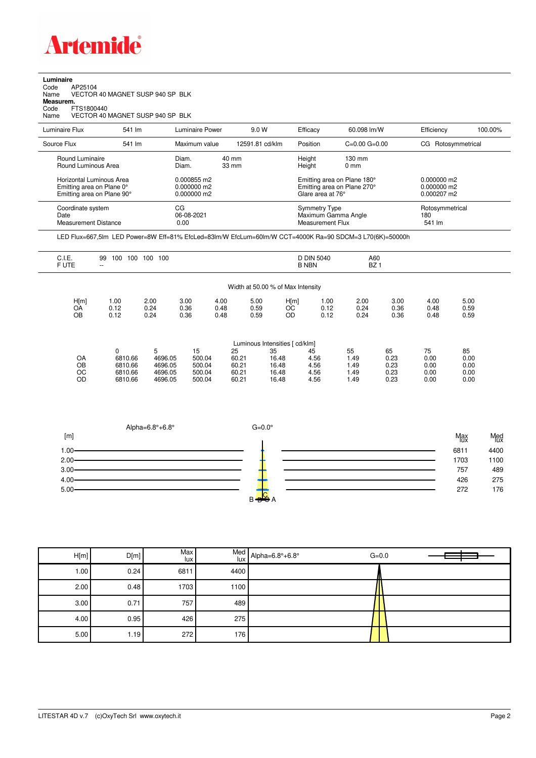# Artemide

**Luminaire**

Code AP25104
Name VECTOR 40 MAGNET SUSP 940 SP BLK

**Measurem.**

Code FTS1800440
Name VECTOR 40 MAGNET SUSP 940 SP BLK

| | | | | | | | |
|---|---|---|---|---|---|---|---|
| Luminaire Flux | 541 lm | Luminaire Power | 9.0 W | Efficacy | 60.098 lm/W | Efficiency | 100.00% |
| Source Flux | 541 lm | Maximum value | 12591.81 cd/klm | Position | C=0.00 G=0.00 | CG Rotosymmetrical | |

| | | | | | |
|---|---|---|---|---|---|
| Round Luminaire | Diam. | 40 mm | Height | 130 mm | |
| Round Luminous Area | Diam. | 33 mm | Height | 0 mm | |
| Horizontal Luminous Area | 0.000855 m2 | | Emitting area on Plane 180° | | 0.000000 m2 |
| Emitting area on Plane 0° | 0.000000 m2 | | Emitting area on Plane 270° | | 0.000000 m2 |
| Emitting area on Plane 90° | 0.000000 m2 | | Glare area at 76° | | 0.000207 m2 |
| Coordinate system | CG | | Symmetry Type | | Rotosymmetrical |
| Date | 06-08-2021 | | Maximum Gamma Angle | | 180 |
| Measurement Distance | 0.00 | | Measurement Flux | | 541 lm |

LED Flux=667,5lm LED Power=8W Eff=81% EfcLed=83lm/W EfcLum=60lm/W CCT=4000K Ra=90 SDCM=3 L70(6K)=50000h

| | | | |
|---|---|---|---|
| C.I.E. | 99 100 100 100 100 | D DIN 5040 | A60 |
| F UTE | -- | B NBN | BZ 1 |

Width at 50.00 % of Max Intensity

| H[m] | 1.00 | 2.00 | 3.00 | 4.00 | 5.00 | H[m] | 1.00 | 2.00 | 3.00 | 4.00 | 5.00 |
|---|---|---|---|---|---|---|---|---|---|---|---|
| OA | 0.12 | 0.24 | 0.36 | 0.48 | 0.59 | OC | 0.12 | 0.24 | 0.36 | 0.48 | 0.59 |
| OB | 0.12 | 0.24 | 0.36 | 0.48 | 0.59 | OD | 0.12 | 0.24 | 0.36 | 0.48 | 0.59 |

Luminous Intensities [ cd/klm]

| | 0 | 5 | 15 | 25 | 35 | 45 | 55 | 65 | 75 | 85 |
|---|---|---|---|---|---|---|---|---|---|---|
| OA | 6810.66 | 4696.05 | 500.04 | 60.21 | 16.48 | 4.56 | 1.49 | 0.23 | 0.00 | 0.00 |
| OB | 6810.66 | 4696.05 | 500.04 | 60.21 | 16.48 | 4.56 | 1.49 | 0.23 | 0.00 | 0.00 |
| OC | 6810.66 | 4696.05 | 500.04 | 60.21 | 16.48 | 4.56 | 1.49 | 0.23 | 0.00 | 0.00 |
| OD | 6810.66 | 4696.05 | 500.04 | 60.21 | 16.48 | 4.56 | 1.49 | 0.23 | 0.00 | 0.00 |

Alpha=6.8°+6.8°

G=0.0°

[m]

Max lux

Med lux

1.00 6811 4400

2.00 1703 1100

3.00 757 489

4.00 426 275

5.00 272 176

B D C A

| H[m] | D[m] | Max lux | Med lux | Alpha=6.8°+6.8° G=0.0 |
|---|---|---|---|---|
| 1.00 | 0.24 | 6811 | 4400 | |
| 2.00 | 0.48 | 1703 | 1100 | |
| 3.00 | 0.71 | 757 | 489 | |
| 4.00 | 0.95 | 426 | 275 | |
| 5.00 | 1.19 | 272 | 176 | |

LITESTAR 4D v.7 (c)OxyTech Srl www.oxytech.it